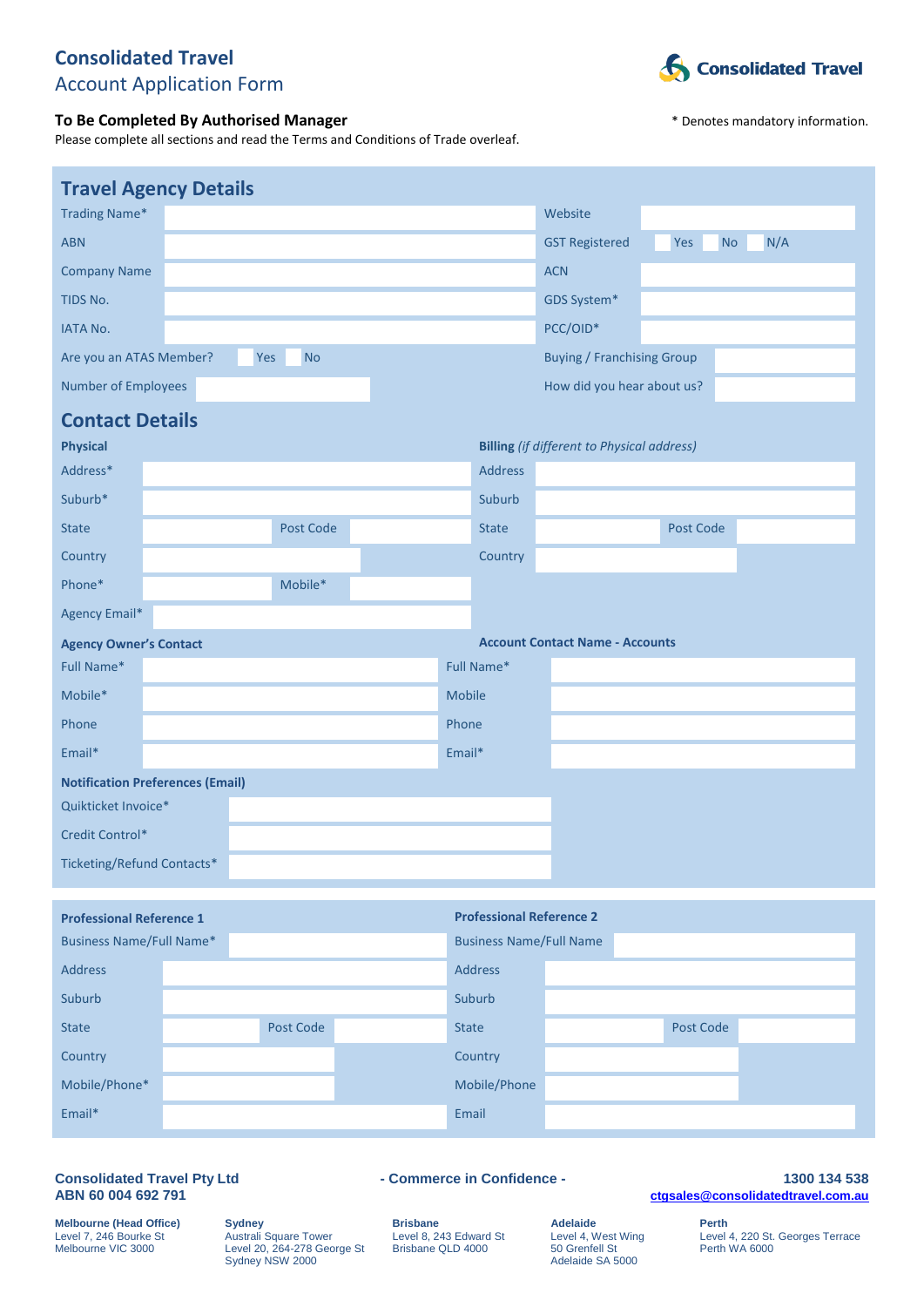# Consolidated Travel

## Account Application Form

Consolidated Travel

**To Be Completed By Authorised Manager**

\* Denotes mandatory information.

Please complete all sections and read the Terms and Conditions of Trade overleaf.

## Travel Agency Details

| | | | |
|---|---|---|---|
| Trading Name* | | Website | |
| ABN | | GST Registered | Yes / No / N/A |
| Company Name | | ACN | |
| TIDS No. | | GDS System* | |
| IATA No. | | PCC/OID* | |
| Are you an ATAS Member? | Yes / No | Buying / Franchising Group | |
| Number of Employees | | How did you hear about us? | |

## Contact Details

| **Physical** | | | | **Billing** *(if different to Physical address)* | | | |
|---|---|---|---|---|---|---|---|
| Address* | | | | Address | | | |
| Suburb* | | | | Suburb | | | |
| State | | Post Code | | State | | Post Code | |
| Country | | | | Country | | | |
| Phone* | | Mobile* | | | | | |
| Agency Email* | | | | | | | |

| **Agency Owner's Contact** | | **Account Contact Name - Accounts** | |
|---|---|---|---|
| Full Name* | | Full Name* | |
| Mobile* | | Mobile | |
| Phone | | Phone | |
| Email* | | Email* | |

**Notification Preferences (Email)**

| | |
|---|---|
| Quikticket Invoice* | |
| Credit Control* | |
| Ticketing/Refund Contacts* | |

| **Professional Reference 1** | | | | **Professional Reference 2** | | | |
|---|---|---|---|---|---|---|---|
| Business Name/Full Name* | | | | Business Name/Full Name | | | |
| Address | | | | Address | | | |
| Suburb | | | | Suburb | | | |
| State | | Post Code | | State | | Post Code | |
| Country | | | | Country | | | |
| Mobile/Phone* | | | | Mobile/Phone | | | |
| Email* | | | | Email | | | |

**Consolidated Travel Pty Ltd**
**ABN 60 004 692 791**

**- Commerce in Confidence -**

**1300 134 538**
**ctgsales@consolidatedtravel.com.au**

**Melbourne (Head Office)**
Level 7, 246 Bourke St
Melbourne VIC 3000

**Sydney**
Australi Square Tower
Level 20, 264-278 George St
Sydney NSW 2000

**Brisbane**
Level 8, 243 Edward St
Brisbane QLD 4000

**Adelaide**
Level 4, West Wing
50 Grenfell St
Adelaide SA 5000

**Perth**
Level 4, 220 St. Georges Terrace
Perth WA 6000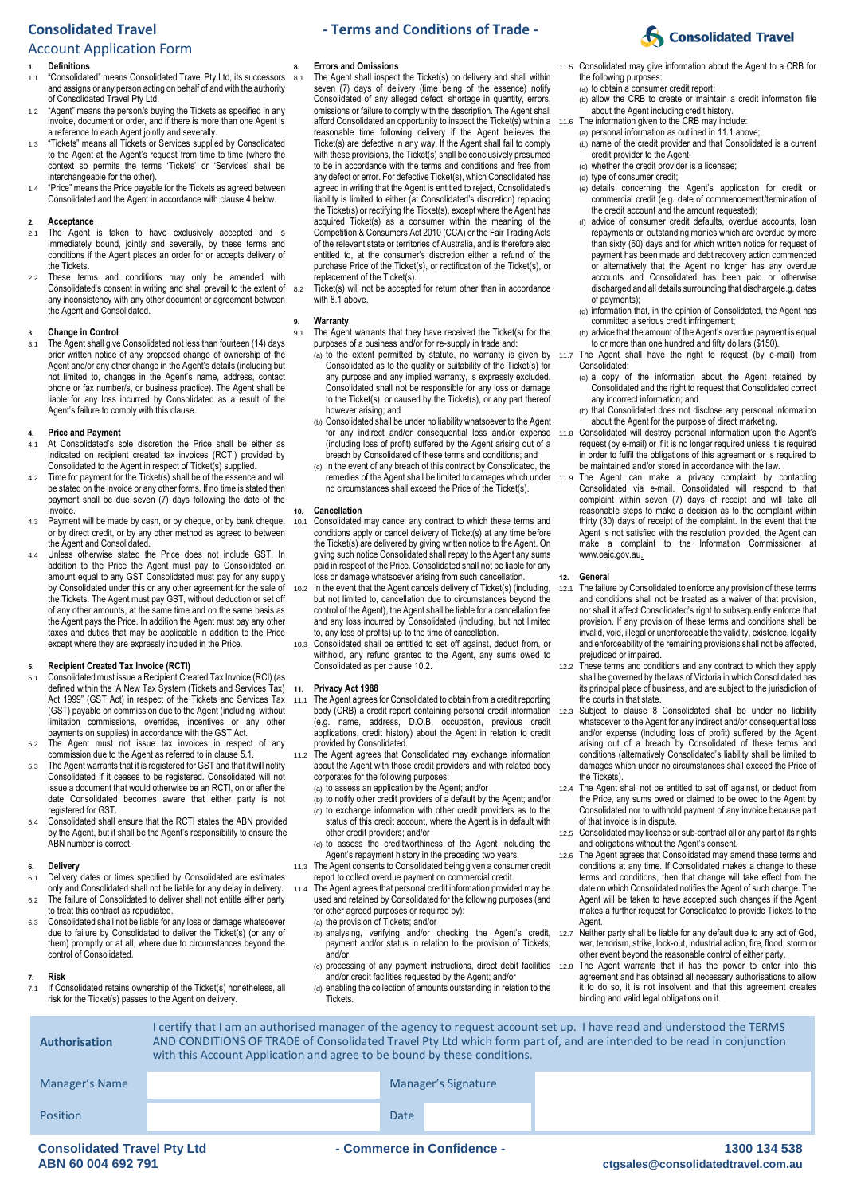# Consolidated Travel

## Account Application Form

## - Terms and Conditions of Trade -

**1. Definitions**

1.1 "Consolidated" means Consolidated Travel Pty Ltd, its successors and assigns or any person acting on behalf of and with the authority of Consolidated Travel Pty Ltd.

1.2 "Agent" means the person/s buying the Tickets as specified in any invoice, document or order, and if there is more than one Agent is a reference to each Agent jointly and severally.

1.3 "Tickets" means all Tickets or Services supplied by Consolidated to the Agent at the Agent's request from time to time (where the context so permits the terms 'Tickets' or 'Services' shall be interchangeable for the other).

1.4 "Price" means the Price payable for the Tickets as agreed between Consolidated and the Agent in accordance with clause 4 below.

**2. Acceptance**

2.1 The Agent is taken to have exclusively accepted and is immediately bound, jointly and severally, by these terms and conditions if the Agent places an order for or accepts delivery of the Tickets.

2.2 These terms and conditions may only be amended with Consolidated's consent in writing and shall prevail to the extent of any inconsistency with any other document or agreement between the Agent and Consolidated.

**3. Change in Control**

3.1 The Agent shall give Consolidated not less than fourteen (14) days prior written notice of any proposed change of ownership of the Agent and/or any other change in the Agent's details (including but not limited to, changes in the Agent's name, address, contact phone or fax number/s, or business practice). The Agent shall be liable for any loss incurred by Consolidated as a result of the Agent's failure to comply with this clause.

**4. Price and Payment**

4.1 At Consolidated's sole discretion the Price shall be either as indicated on recipient created tax invoices (RCTI) provided by Consolidated to the Agent in respect of Ticket(s) supplied.

4.2 Time for payment for the Ticket(s) shall be of the essence and will be stated on the invoice or any other forms. If no time is stated then payment shall be due seven (7) days following the date of the invoice.

4.3 Payment will be made by cash, or by cheque, or by bank cheque, or by direct credit, or by any other method as agreed to between the Agent and Consolidated.

4.4 Unless otherwise stated the Price does not include GST. In addition to the Price the Agent must pay to Consolidated an amount equal to any GST Consolidated must pay for any supply by Consolidated under this or any other agreement for the sale of the Tickets. The Agent must pay GST, without deduction or set off of any other amounts, at the same time and on the same basis as the Agent pays the Price. In addition the Agent must pay any other taxes and duties that may be applicable in addition to the Price except where they are expressly included in the Price.

**5. Recipient Created Tax Invoice (RCTI)**

5.1 Consolidated must issue a Recipient Created Tax Invoice (RCI) (as defined within the 'A New Tax System (Tickets and Services Tax) Act 1999" (GST Act) in respect of the Tickets and Services Tax (GST) payable on commission due to the Agent (including, without limitation commissions, overrides, incentives or any other payments on supplies) in accordance with the GST Act.

5.2 The Agent must not issue tax invoices in respect of any commission due to the Agent as referred to in clause 5.1.

5.3 The Agent warrants that it is registered for GST and that it will notify Consolidated if it ceases to be registered. Consolidated will not issue a document that would otherwise be an RCTI, on or after the date Consolidated becomes aware that either party is not registered for GST.

5.4 Consolidated shall ensure that the RCTI states the ABN provided by the Agent, but it shall be the Agent's responsibility to ensure the ABN number is correct.

**6. Delivery**

6.1 Delivery dates or times specified by Consolidated are estimates only and Consolidated shall not be liable for any delay in delivery.

6.2 The failure of Consolidated to deliver shall not entitle either party to treat this contract as repudiated.

6.3 Consolidated shall not be liable for any loss or damage whatsoever due to failure by Consolidated to deliver the Ticket(s) (or any of them) promptly or at all, where due to circumstances beyond the control of Consolidated.

**7. Risk**

7.1 If Consolidated retains ownership of the Ticket(s) nonetheless, all risk for the Ticket(s) passes to the Agent on delivery.

**8. Errors and Omissions**

8.1 The Agent shall inspect the Ticket(s) on delivery and shall within seven (7) days of delivery (time being of the essence) notify Consolidated of any alleged defect, shortage in quantity, errors, omissions or failure to comply with the description. The Agent shall afford Consolidated an opportunity to inspect the Ticket(s) within a reasonable time following delivery if the Agent believes the Ticket(s) are defective in any way. If the Agent shall fail to comply with these provisions, the Ticket(s) shall be conclusively presumed to be in accordance with the terms and conditions and free from any defect or error. For defective Ticket(s), which Consolidated has agreed in writing that the Agent is entitled to reject, Consolidated's liability is limited to either (at Consolidated's discretion) replacing the Ticket(s) or rectifying the Ticket(s), except where the Agent has acquired Ticket(s) as a consumer within the meaning of the Competition & Consumers Act 2010 (CCA) or the Fair Trading Acts of the relevant state or territories of Australia, and is therefore also entitled to, at the consumer's discretion either a refund of the purchase Price of the Ticket(s), or rectification of the Ticket(s), or replacement of the Ticket(s).

8.2 Ticket(s) will not be accepted for return other than in accordance with 8.1 above.

**9. Warranty**

9.1 The Agent warrants that they have received the Ticket(s) for the purposes of a business and/or for re-supply in trade and:

(a) to the extent permitted by statute, no warranty is given by Consolidated as to the quality or suitability of the Ticket(s) for any purpose and any implied warranty, is expressly excluded. Consolidated shall not be responsible for any loss or damage to the Ticket(s), or caused by the Ticket(s), or any part thereof however arising; and

(b) Consolidated shall be under no liability whatsoever to the Agent for any indirect and/or consequential loss and/or expense (including loss of profit) suffered by the Agent arising out of a breach by Consolidated of these terms and conditions; and

(c) In the event of any breach of this contract by Consolidated, the remedies of the Agent shall be limited to damages which under no circumstances shall exceed the Price of the Ticket(s).

**10. Cancellation**

10.1 Consolidated may cancel any contract to which these terms and conditions apply or cancel delivery of Ticket(s) at any time before the Ticket(s) are delivered by giving written notice to the Agent. On giving such notice Consolidated shall repay to the Agent any sums paid in respect of the Price. Consolidated shall not be liable for any loss or damage whatsoever arising from such cancellation.

10.2 In the event that the Agent cancels delivery of Ticket(s) (including, but not limited to, cancellation due to circumstances beyond the control of the Agent), the Agent shall be liable for a cancellation fee and any loss incurred by Consolidated (including, but not limited to, any loss of profits) up to the time of cancellation.

10.3 Consolidated shall be entitled to set off against, deduct from, or withhold, any refund granted to the Agent, any sums owed to Consolidated as per clause 10.2.

**11. Privacy Act 1988**

11.1 The Agent agrees for Consolidated to obtain from a credit reporting body (CRB) a credit report containing personal credit information (e.g. name, address, D.O.B, occupation, previous credit applications, credit history) about the Agent in relation to credit provided by Consolidated.

11.2 The Agent agrees that Consolidated may exchange information about the Agent with those credit providers and with related body corporates for the following purposes:

(a) to assess an application by the Agent; and/or

(b) to notify other credit providers of a default by the Agent; and/or

(c) to exchange information with other credit providers as to the status of this credit account, where the Agent is in default with other credit providers; and/or

(d) to assess the creditworthiness of the Agent including the Agent's repayment history in the preceding two years.

11.3 The Agent consents to Consolidated being given a consumer credit report to collect overdue payment on commercial credit.

11.4 The Agent agrees that personal credit information provided may be used and retained by Consolidated for the following purposes (and for other agreed purposes or required by):

(a) the provision of Tickets; and/or

(b) analysing, verifying and/or checking the Agent's credit, payment and/or status in relation to the provision of Tickets; and/or

(c) processing of any payment instructions, direct debit facilities and/or credit facilities requested by the Agent; and/or

(d) enabling the collection of amounts outstanding in relation to the Tickets.

11.5 Consolidated may give information about the Agent to a CRB for the following purposes:

(a) to obtain a consumer credit report;

(b) allow the CRB to create or maintain a credit information file about the Agent including credit history.

11.6 The information given to the CRB may include:

(a) personal information as outlined in 11.1 above;

(b) name of the credit provider and that Consolidated is a current credit provider to the Agent;

(c) whether the credit provider is a licensee;

(d) type of consumer credit;

(e) details concerning the Agent's application for credit or commercial credit (e.g. date of commencement/termination of the credit account and the amount requested);

(f) advice of consumer credit defaults, overdue accounts, loan repayments or outstanding monies which are overdue by more than sixty (60) days and for which written notice for request of payment has been made and debt recovery action commenced or alternatively that the Agent no longer has any overdue accounts and Consolidated has been paid or otherwise discharged and all details surrounding that discharge(e.g. dates of payments);

(g) information that, in the opinion of Consolidated, the Agent has committed a serious credit infringement;

(h) advice that the amount of the Agent's overdue payment is equal to or more than one hundred and fifty dollars ($150).

11.7 The Agent shall have the right to request (by e-mail) from Consolidated:

(a) a copy of the information about the Agent retained by Consolidated and the right to request that Consolidated correct any incorrect information; and

(b) that Consolidated does not disclose any personal information about the Agent for the purpose of direct marketing.

11.8 Consolidated will destroy personal information upon the Agent's request (by e-mail) or if it is no longer required unless it is required in order to fulfil the obligations of this agreement or is required to be maintained and/or stored in accordance with the law.

11.9 The Agent can make a privacy complaint by contacting Consolidated via e-mail. Consolidated will respond to that complaint within seven (7) days of receipt and will take all reasonable steps to make a decision as to the complaint within thirty (30) days of receipt of the complaint. In the event that the Agent is not satisfied with the resolution provided, the Agent can make a complaint to the Information Commissioner at www.oaic.gov.au.

**12. General**

12.1 The failure by Consolidated to enforce any provision of these terms and conditions shall not be treated as a waiver of that provision, nor shall it affect Consolidated's right to subsequently enforce that provision. If any provision of these terms and conditions shall be invalid, void, illegal or unenforceable the validity, existence, legality and enforceability of the remaining provisions shall not be affected, prejudiced or impaired.

12.2 These terms and conditions and any contract to which they apply shall be governed by the laws of Victoria in which Consolidated has its principal place of business, and are subject to the jurisdiction of the courts in that state.

12.3 Subject to clause 8 Consolidated shall be under no liability whatsoever to the Agent for any indirect and/or consequential loss and/or expense (including loss of profit) suffered by the Agent arising out of a breach by Consolidated of these terms and conditions (alternatively Consolidated's liability shall be limited to damages which under no circumstances shall exceed the Price of the Tickets).

12.4 The Agent shall not be entitled to set off against, or deduct from the Price, any sums owed or claimed to be owed to the Agent by Consolidated nor to withhold payment of any invoice because part of that invoice is in dispute.

12.5 Consolidated may license or sub-contract all or any part of its rights and obligations without the Agent's consent.

12.6 The Agent agrees that Consolidated may amend these terms and conditions at any time. If Consolidated makes a change to these terms and conditions, then that change will take effect from the date on which Consolidated notifies the Agent of such change. The Agent will be taken to have accepted such changes if the Agent makes a further request for Consolidated to provide Tickets to the Agent.

12.7 Neither party shall be liable for any default due to any act of God, war, terrorism, strike, lock-out, industrial action, fire, flood, storm or other event beyond the reasonable control of either party.

12.8 The Agent warrants that it has the power to enter into this agreement and has obtained all necessary authorisations to allow it to do so, it is not insolvent and that this agreement creates binding and valid legal obligations on it.

| Authorisation | I certify that I am an authorised manager of the agency to request account set up. I have read and understood the TERMS AND CONDITIONS OF TRADE of Consolidated Travel Pty Ltd which form part of, and are intended to be read in conjunction with this Account Application and agree to be bound by these conditions. | | |
|---|---|---|---|
| Manager's Name | | Manager's Signature | |
| Position | | Date | |

**Consolidated Travel Pty Ltd**
**ABN 60 004 692 791**

**- Commerce in Confidence -**

**1300 134 538**
**ctgsales@consolidatedtravel.com.au**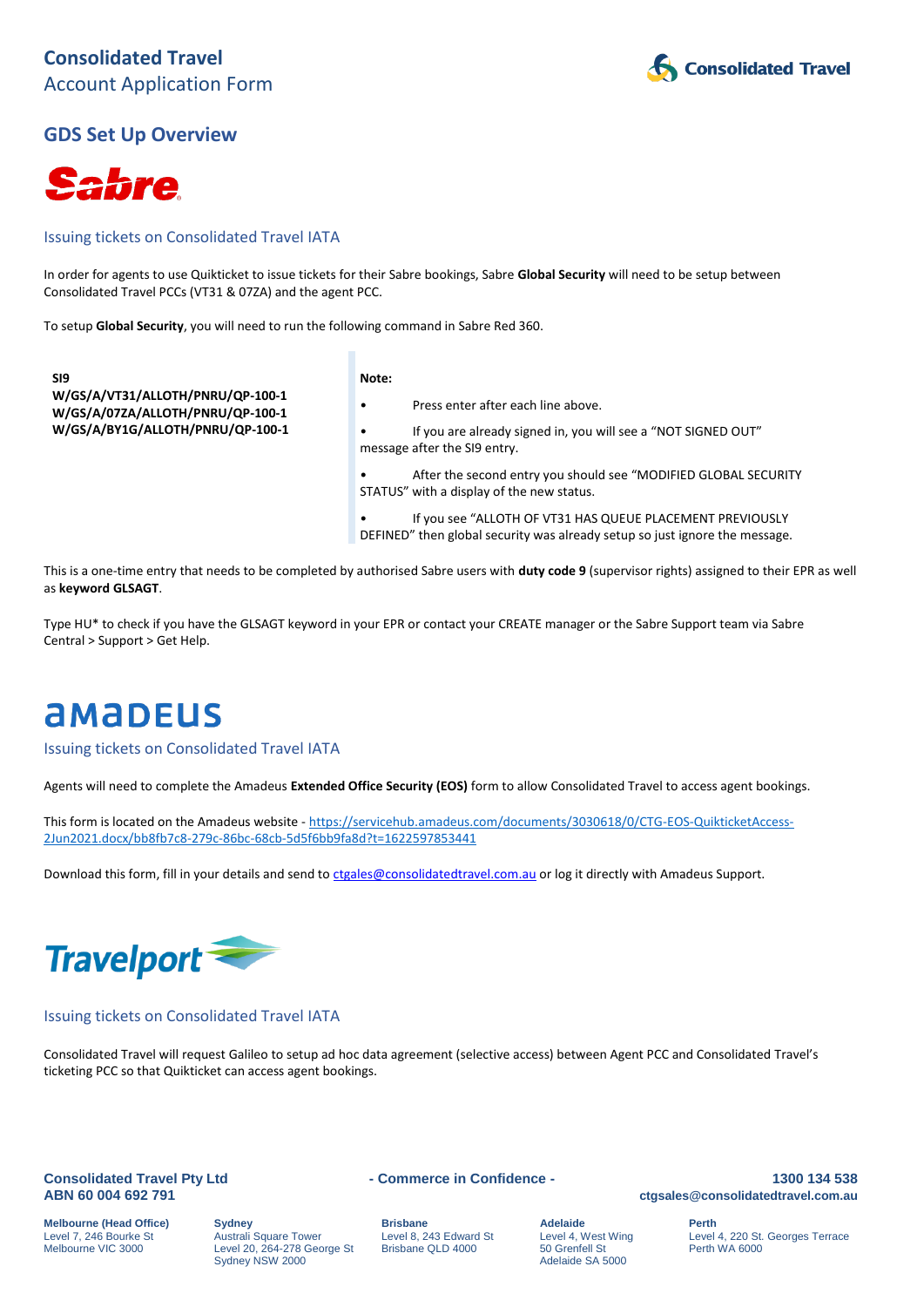# Consolidated Travel

Account Application Form

## GDS Set Up Overview

### Sabre

#### Issuing tickets on Consolidated Travel IATA

In order for agents to use Quikticket to issue tickets for their Sabre bookings, Sabre **Global Security** will need to be setup between Consolidated Travel PCCs (VT31 & 07ZA) and the agent PCC.

To setup **Global Security**, you will need to run the following command in Sabre Red 360.

```
SI9
W/GS/A/VT31/ALLOTH/PNRU/QP-100-1
W/GS/A/07ZA/ALLOTH/PNRU/QP-100-1
W/GS/A/BY1G/ALLOTH/PNRU/QP-100-1
```

**Note:**

- Press enter after each line above.
- If you are already signed in, you will see a "NOT SIGNED OUT" message after the SI9 entry.
- After the second entry you should see "MODIFIED GLOBAL SECURITY STATUS" with a display of the new status.
- If you see "ALLOTH OF VT31 HAS QUEUE PLACEMENT PREVIOUSLY DEFINED" then global security was already setup so just ignore the message.

This is a one-time entry that needs to be completed by authorised Sabre users with **duty code 9** (supervisor rights) assigned to their EPR as well as **keyword GLSAGT**.

Type HU* to check if you have the GLSAGT keyword in your EPR or contact your CREATE manager or the Sabre Support team via Sabre Central > Support > Get Help.

### Amadeus

#### Issuing tickets on Consolidated Travel IATA

Agents will need to complete the Amadeus **Extended Office Security (EOS)** form to allow Consolidated Travel to access agent bookings.

This form is located on the Amadeus website - https://servicehub.amadeus.com/documents/3030618/0/CTG-EOS-QuikticketAccess-2Jun2021.docx/bb8fb7c8-279c-86bc-68cb-5d5f6bb9fa8d?t=1622597853441

Download this form, fill in your details and send to ctgales@consolidatedtravel.com.au or log it directly with Amadeus Support.

### Travelport

#### Issuing tickets on Consolidated Travel IATA

Consolidated Travel will request Galileo to setup ad hoc data agreement (selective access) between Agent PCC and Consolidated Travel's ticketing PCC so that Quikticket can access agent bookings.